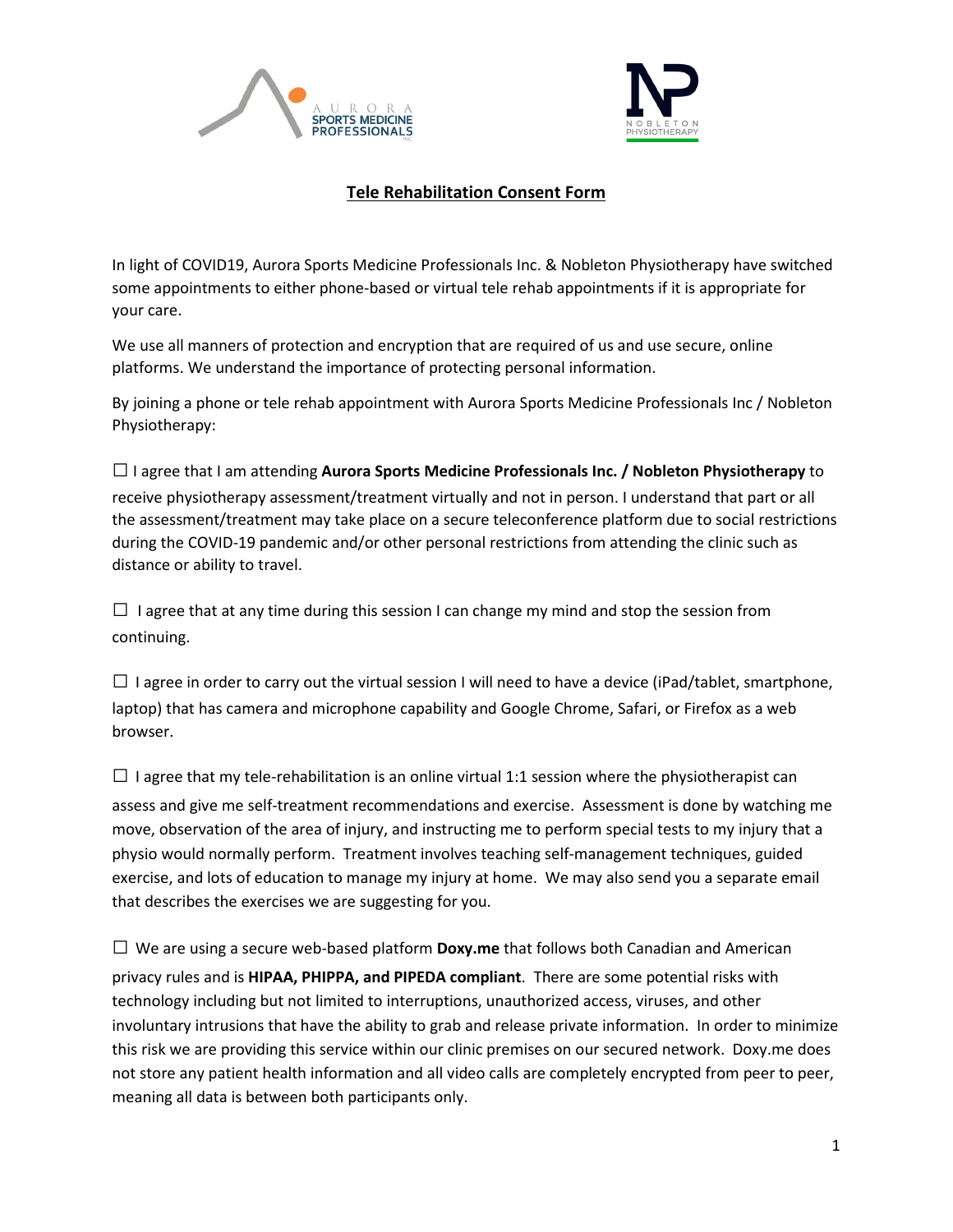AURORA SPORTS MEDICINE PROFESSIONALS INC.

NOBLETON PHYSIOTHERAPY

## Tele Rehabilitation Consent Form

In light of COVID19, Aurora Sports Medicine Professionals Inc. & Nobleton Physiotherapy have switched some appointments to either phone-based or virtual tele rehab appointments if it is appropriate for your care.

We use all manners of protection and encryption that are required of us and use secure, online platforms. We understand the importance of protecting personal information.

By joining a phone or tele rehab appointment with Aurora Sports Medicine Professionals Inc / Nobleton Physiotherapy:

☐ I agree that I am attending **Aurora Sports Medicine Professionals Inc. / Nobleton Physiotherapy** to receive physiotherapy assessment/treatment virtually and not in person. I understand that part or all the assessment/treatment may take place on a secure teleconference platform due to social restrictions during the COVID-19 pandemic and/or other personal restrictions from attending the clinic such as distance or ability to travel.

☐ I agree that at any time during this session I can change my mind and stop the session from continuing.

☐ I agree in order to carry out the virtual session I will need to have a device (iPad/tablet, smartphone, laptop) that has camera and microphone capability and Google Chrome, Safari, or Firefox as a web browser.

☐ I agree that my tele-rehabilitation is an online virtual 1:1 session where the physiotherapist can assess and give me self-treatment recommendations and exercise. Assessment is done by watching me move, observation of the area of injury, and instructing me to perform special tests to my injury that a physio would normally perform. Treatment involves teaching self-management techniques, guided exercise, and lots of education to manage my injury at home. We may also send you a separate email that describes the exercises we are suggesting for you.

☐ We are using a secure web-based platform **Doxy.me** that follows both Canadian and American privacy rules and is **HIPAA, PHIPPA, and PIPEDA compliant**. There are some potential risks with technology including but not limited to interruptions, unauthorized access, viruses, and other involuntary intrusions that have the ability to grab and release private information. In order to minimize this risk we are providing this service within our clinic premises on our secured network. Doxy.me does not store any patient health information and all video calls are completely encrypted from peer to peer, meaning all data is between both participants only.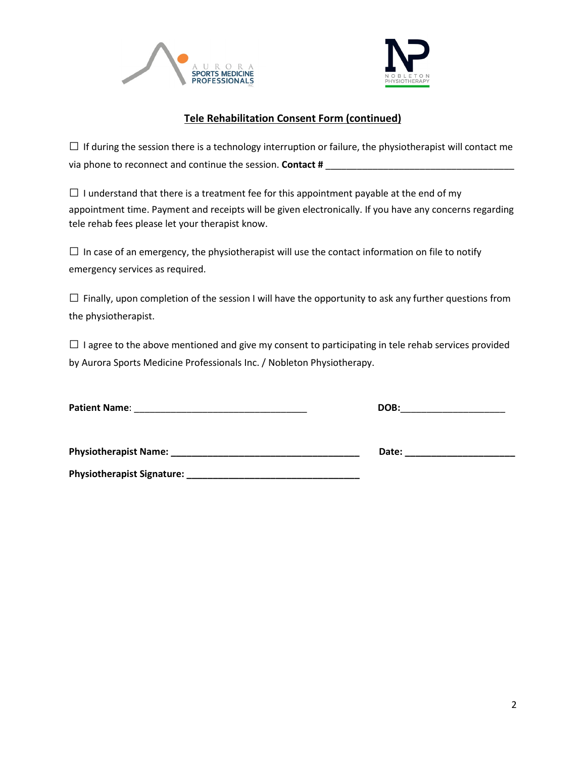AURORA SPORTS MEDICINE PROFESSIONALS INC.

NOBLETON PHYSIOTHERAPY

## Tele Rehabilitation Consent Form (continued)

☐ If during the session there is a technology interruption or failure, the physiotherapist will contact me via phone to reconnect and continue the session. **Contact #** ____________________________________

☐ I understand that there is a treatment fee for this appointment payable at the end of my appointment time. Payment and receipts will be given electronically. If you have any concerns regarding tele rehab fees please let your therapist know.

☐ In case of an emergency, the physiotherapist will use the contact information on file to notify emergency services as required.

☐ Finally, upon completion of the session I will have the opportunity to ask any further questions from the physiotherapist.

☐ I agree to the above mentioned and give my consent to participating in tele rehab services provided by Aurora Sports Medicine Professionals Inc. / Nobleton Physiotherapy.

**Patient Name**: _________________________________ **DOB:**____________________

**Physiotherapist Name: ____________________________________ Date: _____________________**

**Physiotherapist Signature: _________________________________**